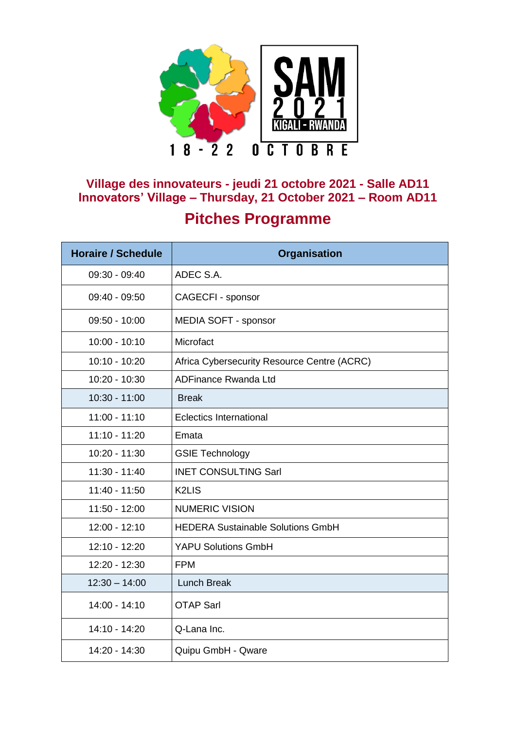SAM 2021 KIGALI - RWANDA

18 - 22 OCTOBRE

## Village des innovateurs - jeudi 21 octobre 2021 - Salle AD11
## Innovators' Village – Thursday, 21 October 2021 – Room AD11

# Pitches Programme

| Horaire / Schedule | Organisation |
|---|---|
| 09:30 - 09:40 | ADEC S.A. |
| 09:40 - 09:50 | CAGECFI - sponsor |
| 09:50 - 10:00 | MEDIA SOFT - sponsor |
| 10:00 - 10:10 | Microfact |
| 10:10 - 10:20 | Africa Cybersecurity Resource Centre (ACRC) |
| 10:20 - 10:30 | ADFinance Rwanda Ltd |
| 10:30 - 11:00 | Break |
| 11:00 - 11:10 | Eclectics International |
| 11:10 - 11:20 | Emata |
| 10:20 - 11:30 | GSIE Technology |
| 11:30 - 11:40 | INET CONSULTING Sarl |
| 11:40 - 11:50 | K2LIS |
| 11:50 - 12:00 | NUMERIC VISION |
| 12:00 - 12:10 | HEDERA Sustainable Solutions GmbH |
| 12:10 - 12:20 | YAPU Solutions GmbH |
| 12:20 - 12:30 | FPM |
| 12:30 – 14:00 | Lunch Break |
| 14:00 - 14:10 | OTAP Sarl |
| 14:10 - 14:20 | Q-Lana Inc. |
| 14:20 - 14:30 | Quipu GmbH - Qware |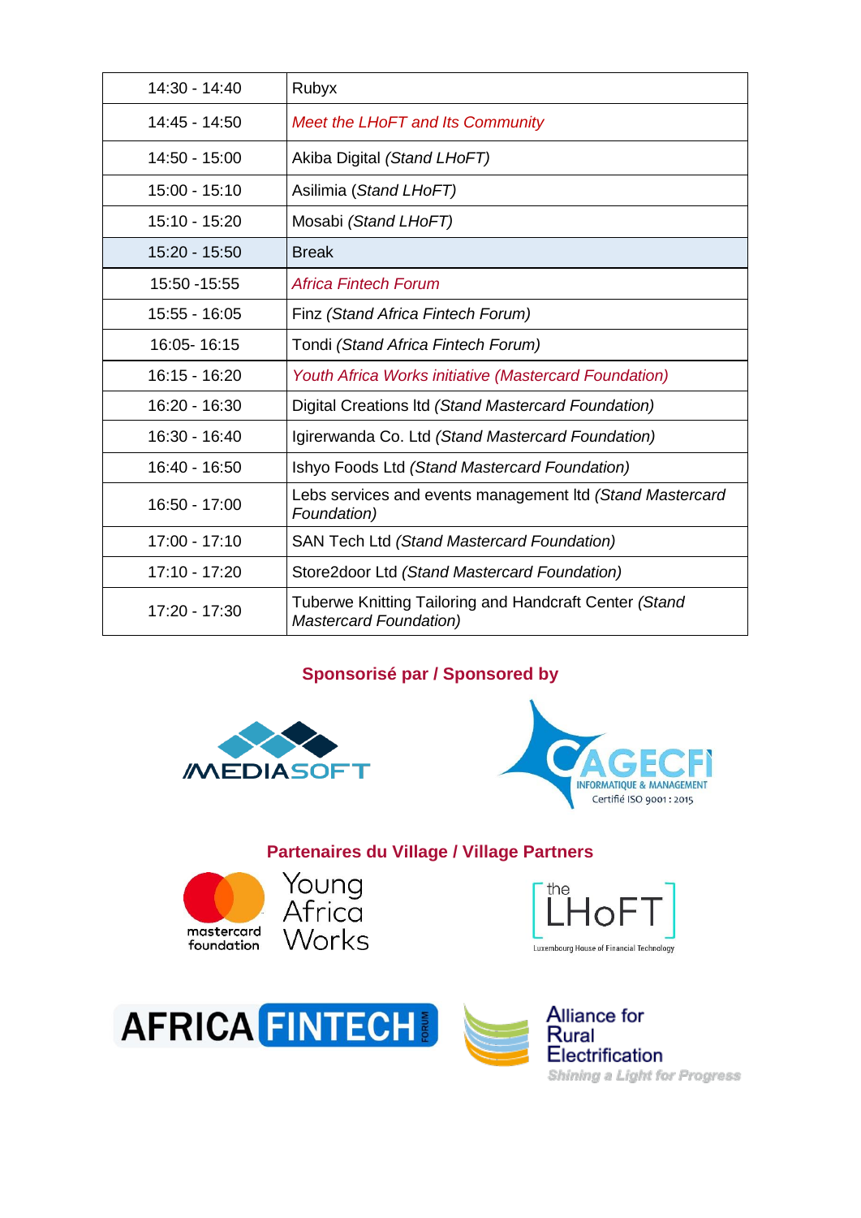| | |
|---|---|
| 14:30 - 14:40 | Rubyx |
| 14:45 - 14:50 | *Meet the LHoFT and Its Community* |
| 14:50 - 15:00 | Akiba Digital *(Stand LHoFT)* |
| 15:00 - 15:10 | Asilimia *(Stand LHoFT)* |
| 15:10 - 15:20 | Mosabi *(Stand LHoFT)* |
| 15:20 - 15:50 | Break |
| 15:50 -15:55 | *Africa Fintech Forum* |
| 15:55 - 16:05 | Finz *(Stand Africa Fintech Forum)* |
| 16:05- 16:15 | Tondi *(Stand Africa Fintech Forum)* |
| 16:15 - 16:20 | *Youth Africa Works initiative (Mastercard Foundation)* |
| 16:20 - 16:30 | Digital Creations ltd *(Stand Mastercard Foundation)* |
| 16:30 - 16:40 | Igirerwanda Co. Ltd *(Stand Mastercard Foundation)* |
| 16:40 - 16:50 | Ishyo Foods Ltd *(Stand Mastercard Foundation)* |
| 16:50 - 17:00 | Lebs services and events management ltd *(Stand Mastercard Foundation)* |
| 17:00 - 17:10 | SAN Tech Ltd *(Stand Mastercard Foundation)* |
| 17:10 - 17:20 | Store2door Ltd *(Stand Mastercard Foundation)* |
| 17:20 - 17:30 | Tuberwe Knitting Tailoring and Handcraft Center *(Stand Mastercard Foundation)* |

**Sponsorisé par / Sponsored by**

MEDIASOFT

CAGECFI
INFORMATIQUE & MANAGEMENT
Certifié ISO 9001 : 2015

**Partenaires du Village / Village Partners**

mastercard foundation

Young Africa Works

the LHoFT
Luxembourg House of Financial Technology

AFRICA FINTECH FORUM

Alliance for Rural Electrification
Shining a Light for Progress